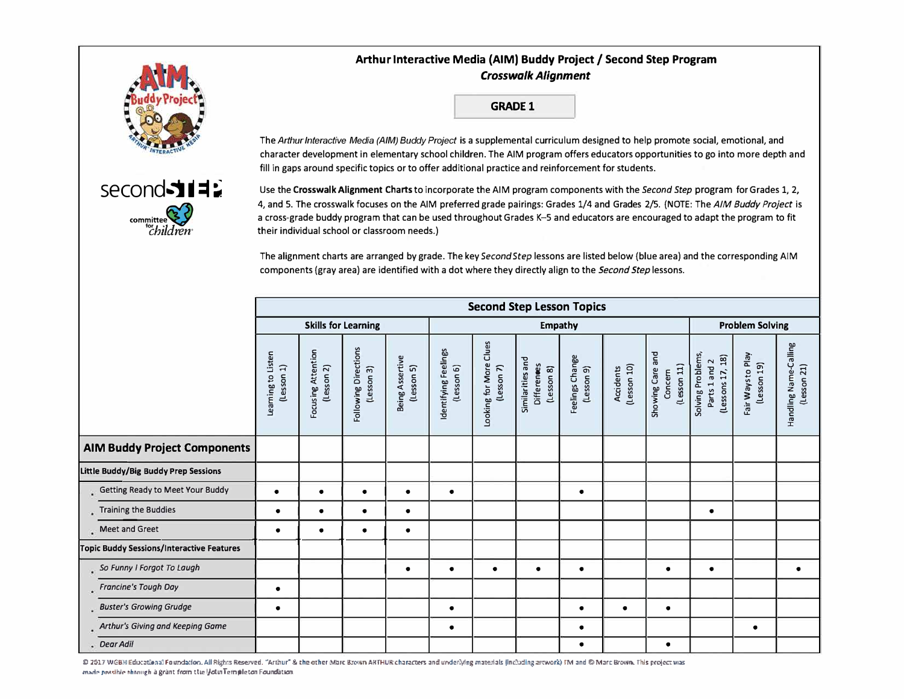# Arthur Interactive Media (AIM) Buddy Project / Second Step Program

## *Crosswalk Alignment*

**GRADE 1**

The *Arthur Interactive Media (AIM) Buddy Project* is a supplemental curriculum designed to help promote social, emotional, and character development in elementary school children. The AIM program offers educators opportunities to go into more depth and fill in gaps around specific topics or to offer additional practice and reinforcement for students.

Use the **Crosswalk Alignment Charts** to incorporate the AIM program components with the *Second Step* program for Grades 1, 2, 4, and 5. The crosswalk focuses on the AIM preferred grade pairings: Grades 1/4 and Grades 2/5. (NOTE: The *AIM Buddy Project* is a cross-grade buddy program that can be used throughout Grades K–5 and educators are encouraged to adapt the program to fit their individual school or classroom needs.)

The alignment charts are arranged by grade. The key *Second Step* lessons are listed below (blue area) and the corresponding AIM components (gray area) are identified with a dot where they directly align to the *Second Step* lessons.

| | Second Step Lesson Topics | | | | | | | | | | | | | |
|---|---|---|---|---|---|---|---|---|---|---|---|---|---|---|
| | Skills for Learning | | | | Empathy | | | | | | Problem Solving | | | |
| | Learning to Listen (Lesson 1) | Focusing Attention (Lesson 2) | Following Directions (Lesson 3) | Being Assertive (Lesson 5) | Identifying Feelings (Lesson 6) | Looking for More Clues (Lesson 7) | Similarities and Differences (Lesson 8) | Feelings Change (Lesson 9) | Accidents (Lesson 10) | Showing Care and Concern (Lesson 11) | Solving Problems, Parts 1 and 2 (Lessons 17, 18) | Fair Ways to Play (Lesson 19) | Handling Name-Calling (Lesson 21) |
| **AIM Buddy Project Components** | | | | | | | | | | | | | |
| **Little Buddy/Big Buddy Prep Sessions** | | | | | | | | | | | | | |
| Getting Ready to Meet Your Buddy | • | • | • | • | • | | | • | | | | | |
| Training the Buddies | • | • | • | • | | | | | | | • | | |
| Meet and Greet | • | • | • | • | | | | | | | | | |
| **Topic Buddy Sessions/Interactive Features** | | | | | | | | | | | | | |
| *So Funny I Forgot To Laugh* | | | | • | • | • | • | • | | • | • | | • |
| *Francine's Tough Day* | • | | | | | | | | | | | | |
| *Buster's Growing Grudge* | • | | | | • | | | • | • | • | | | |
| *Arthur's Giving and Keeping Game* | | | | | • | | | • | | | | • | |
| *Dear Adil* | | | | | | | | • | | • | | | |

© 2017 WGBH Educational Foundation. All Rights Reserved. "Arthur" & the other Marc Brown ARTHUR characters and underlying materials (including artwork) TM and © Marc Brown. This project was made possible through a grant from the John Templeton Foundation.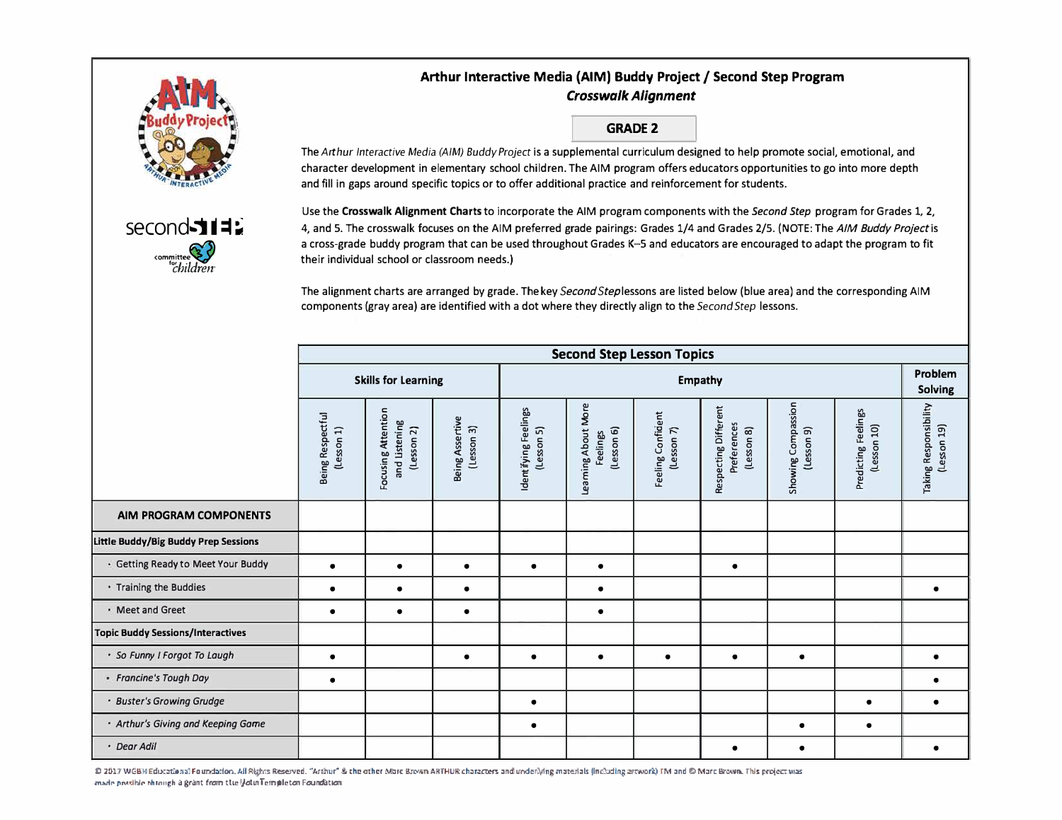## Arthur Interactive Media (AIM) Buddy Project / Second Step Program

### *Crosswalk Alignment*

**GRADE 2**

The *Arthur Interactive Media (AIM) Buddy Project* is a supplemental curriculum designed to help promote social, emotional, and character development in elementary school children. The AIM program offers educators opportunities to go into more depth and fill in gaps around specific topics or to offer additional practice and reinforcement for students.

Use the **Crosswalk Alignment Charts** to incorporate the AIM program components with the *Second Step* program for Grades 1, 2, 4, and 5. The crosswalk focuses on the AIM preferred grade pairings: Grades 1/4 and Grades 2/5. (NOTE: The *AIM Buddy Project* is a cross-grade buddy program that can be used throughout Grades K–5 and educators are encouraged to adapt the program to fit their individual school or classroom needs.)

The alignment charts are arranged by grade. The key *Second Step* lessons are listed below (blue area) and the corresponding AIM components (gray area) are identified with a dot where they directly align to the *Second Step* lessons.

| | Second Step Lesson Topics | | | | | | | | | |
|---|---|---|---|---|---|---|---|---|---|---|
| | Skills for Learning | | | Empathy | | | | | | Problem Solving |
| | Being Respectful (Lesson 1) | Focusing Attention and Listening (Lesson 2) | Being Assertive (Lesson 3) | Identifying Feelings (Lesson 5) | Learning About More Feelings (Lesson 6) | Feeling Confident (Lesson 7) | Respecting Different Preferences (Lesson 8) | Showing Compassion (Lesson 9) | Predicting Feelings (Lesson 10) | Taking Responsibility (Lesson 19) |
| **AIM PROGRAM COMPONENTS** | | | | | | | | | | |
| **Little Buddy/Big Buddy Prep Sessions** | | | | | | | | | | |
| • Getting Ready to Meet Your Buddy | • | • | • | • | • | | • | | | |
| • Training the Buddies | • | • | • | | • | | | | | • |
| • Meet and Greet | • | • | • | | • | | | | | |
| **Topic Buddy Sessions/Interactives** | | | | | | | | | | |
| • *So Funny I Forgot To Laugh* | • | | • | • | • | • | • | • | | • |
| • *Francine's Tough Day* | • | | | | | | | | | • |
| • *Buster's Growing Grudge* | | | | • | | | | | • | • |
| • *Arthur's Giving and Keeping Game* | | | | • | | | | • | • | |
| • *Dear Adil* | | | | | | | • | • | | • |

© 2017 WGBH Educational Foundation. All Rights Reserved. "Arthur" & the other Marc Brown ARTHUR characters and underlying materials (including artwork) TM and © Marc Brown. This project was made possible through a grant from the John Templeton Foundation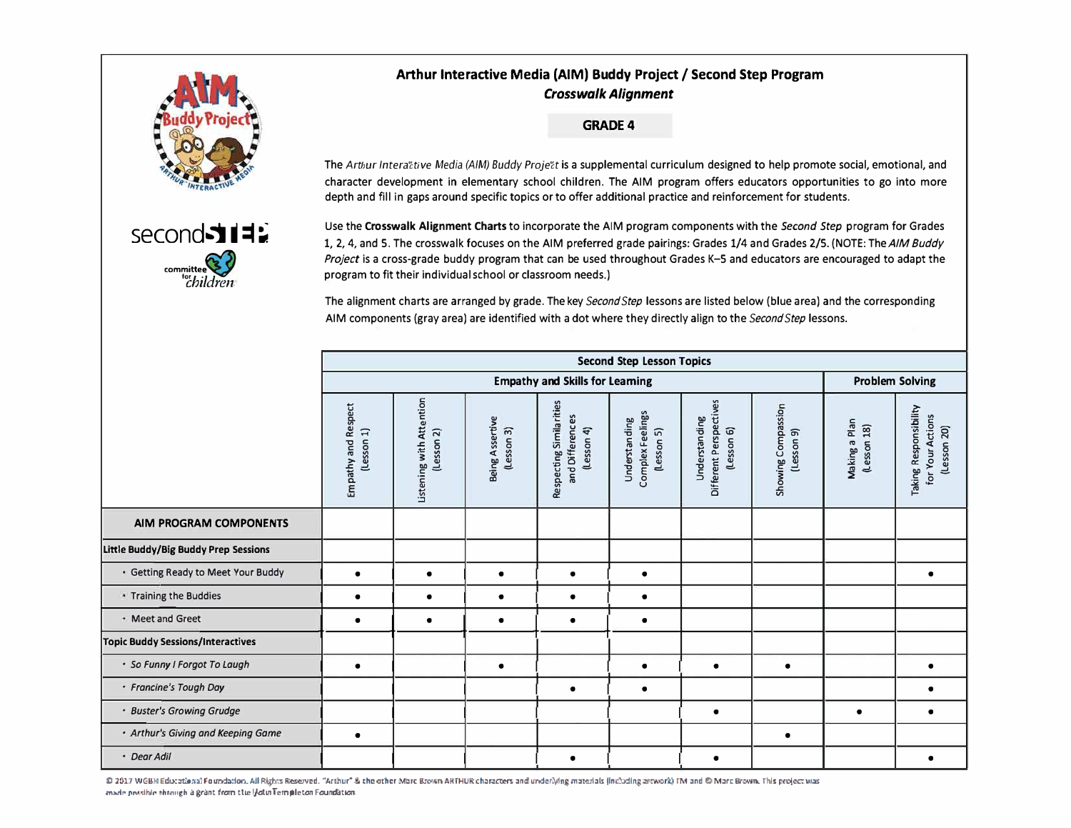# Arthur Interactive Media (AIM) Buddy Project / Second Step Program

## *Crosswalk Alignment*

### GRADE 4

The *Arthur Interactive Media (AIM) Buddy Project* is a supplemental curriculum designed to help promote social, emotional, and character development in elementary school children. The AIM program offers educators opportunities to go into more depth and fill in gaps around specific topics or to offer additional practice and reinforcement for students.

Use the **Crosswalk Alignment Charts** to incorporate the AIM program components with the *Second Step* program for Grades 1, 2, 4, and 5. The crosswalk focuses on the AIM preferred grade pairings: Grades 1/4 and Grades 2/5. (NOTE: The *AIM Buddy Project* is a cross-grade buddy program that can be used throughout Grades K–5 and educators are encouraged to adapt the program to fit their individual school or classroom needs.)

The alignment charts are arranged by grade. The key *Second Step* lessons are listed below (blue area) and the corresponding AIM components (gray area) are identified with a dot where they directly align to the *Second Step* lessons.

| | Second Step Lesson Topics | | | | | | | | |
|---|---|---|---|---|---|---|---|---|---|
| | Empathy and Skills for Learning | | | | | | | Problem Solving | |
| | Empathy and Respect (Lesson 1) | Listening with Attention (Lesson 2) | Being Assertive (Lesson 3) | Respecting Similarities and Differences (Lesson 4) | Understanding Complex Feelings (Lesson 5) | Understanding Different Perspectives (Lesson 6) | Showing Compassion (Lesson 9) | Making a Plan (Lesson 18) | Taking Responsibility for Your Actions (Lesson 20) |
| **AIM PROGRAM COMPONENTS** | | | | | | | | | |
| **Little Buddy/Big Buddy Prep Sessions** | | | | | | | | | |
| • Getting Ready to Meet Your Buddy | • | • | • | • | • | | | | • |
| • Training the Buddies | • | • | • | • | • | | | | |
| • Meet and Greet | • | • | • | • | • | | | | |
| **Topic Buddy Sessions/Interactives** | | | | | | | | | |
| • *So Funny I Forgot To Laugh* | • | | • | | • | • | • | | • |
| • *Francine's Tough Day* | | | | • | • | | | | • |
| • *Buster's Growing Grudge* | | | | | | • | | • | • |
| • *Arthur's Giving and Keeping Game* | • | | | | | | • | | |
| • *Dear Adil* | | | | • | | • | | | • |

© 2017 WGBH Educational Foundation. All Rights Reserved. "Arthur" & the other Marc Brown ARTHUR characters and underlying materials (including artwork) TM and © Marc Brown. This project was made possible through a grant from the John Templeton Foundation.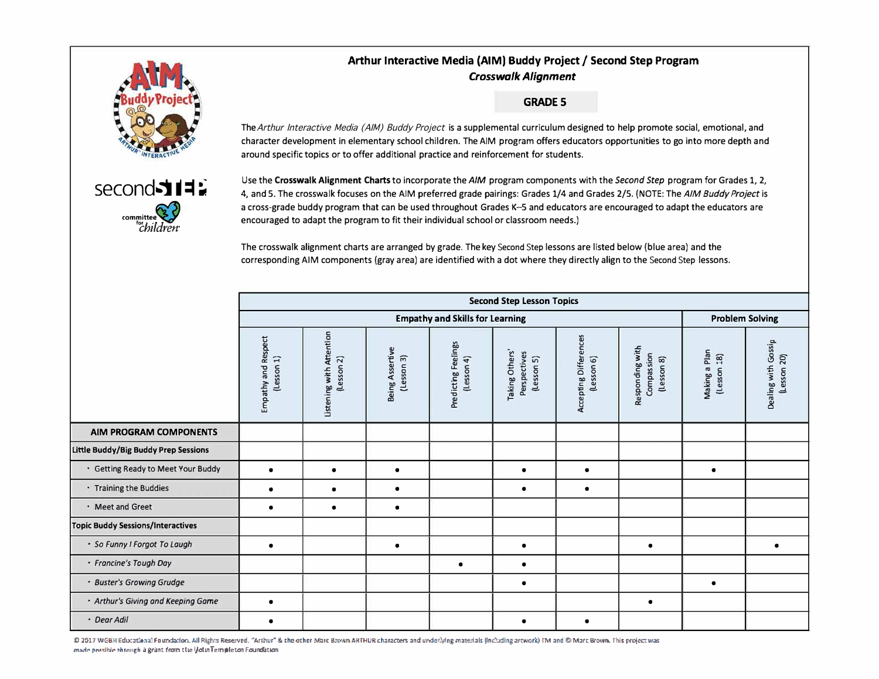# Arthur Interactive Media (AIM) Buddy Project / Second Step Program

## *Crosswalk Alignment*

### GRADE 5

The *Arthur Interactive Media (AIM) Buddy Project* is a supplemental curriculum designed to help promote social, emotional, and character development in elementary school children. The AIM program offers educators opportunities to go into more depth and around specific topics or to offer additional practice and reinforcement for students.

Use the **Crosswalk Alignment Charts** to incorporate the *AIM* program components with the *Second Step* program for Grades 1, 2, 4, and 5. The crosswalk focuses on the AIM preferred grade pairings: Grades 1/4 and Grades 2/5. (NOTE: The *AIM Buddy Project* is a cross-grade buddy program that can be used throughout Grades K–5 and educators are encouraged to adapt the educators are encouraged to adapt the program to fit their individual school or classroom needs.)

The crosswalk alignment charts are arranged by grade. The key Second Step lessons are listed below (blue area) and the corresponding AIM components (gray area) are identified with a dot where they directly align to the Second Step lessons.

| | Second Step Lesson Topics | | | | | | | | |
|---|---|---|---|---|---|---|---|---|---|
| | Empathy and Skills for Learning | | | | | | | Problem Solving | |
| | Empathy and Respect (Lesson 1) | Listening with Attention (Lesson 2) | Being Assertive (Lesson 3) | Predicting Feelings (Lesson 4) | Taking Others' Perspectives (Lesson 5) | Accepting Differences (Lesson 6) | Responding with Compassion (Lesson 8) | Making a Plan (Lesson 18) | Dealing with Gossip (Lesson 20) |
| **AIM PROGRAM COMPONENTS** | | | | | | | | | |
| **Little Buddy/Big Buddy Prep Sessions** | | | | | | | | | |
| • Getting Ready to Meet Your Buddy | • | • | • | | • | • | | • | |
| • Training the Buddies | • | • | • | | • | • | | | |
| • Meet and Greet | • | • | • | | | | | | |
| **Topic Buddy Sessions/Interactives** | | | | | | | | | |
| • *So Funny I Forgot To Laugh* | • | | • | | • | | • | | • |
| • *Francine's Tough Day* | | | | • | • | | | | |
| • *Buster's Growing Grudge* | | | | | • | | | • | |
| • *Arthur's Giving and Keeping Game* | • | | | | | | • | | |
| • *Dear Adil* | • | | | | • | • | | | |

© 2017 WGBH Educational Foundation. All Rights Reserved. "Arthur" & the other Marc Brown ARTHUR characters and underlying materials (including artwork) TM and © Marc Brown. This project was made possible through a grant from the John Templeton Foundation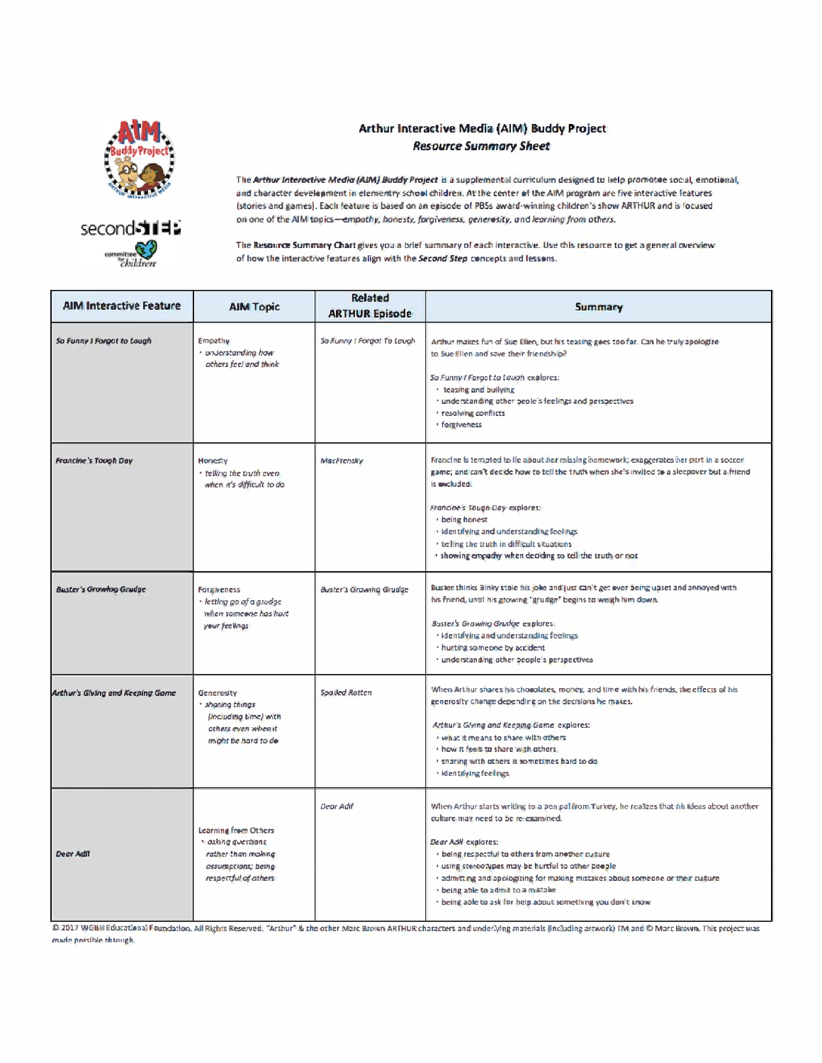# Arthur Interactive Media (AIM) Buddy Project

## *Resource Summary Sheet*

The ***Arthur Interactive Media (AIM) Buddy Project*** is a supplemental curriculum designed to help promote social, emotional, and character development in elementary school children. At the center of the AIM program are five interactive features (stories and games). Each feature is based on an episode of PBS's award-winning children's show ARTHUR and is focused on one of the AIM topics—*empathy, honesty, forgiveness, generosity, and learning from others.*

The **Resource Summary Chart** gives you a brief summary of each interactive. Use this resource to get a general overview of how the interactive features align with the *Second Step* concepts and lessons.

| AIM Interactive Feature | AIM Topic | Related ARTHUR Episode | Summary |
|---|---|---|---|
| ***So Funny I Forgot to Laugh*** | Empathy<br>• *understanding how others feel and think* | *So Funny I Forgot To Laugh* | Arthur makes fun of Sue Ellen, but his teasing goes too far. Can he truly apologize to Sue Ellen and save their friendship?<br><br>*So Funny I Forgot to Laugh* explores:<br>• teasing and bullying<br>• understanding other people's feelings and perspectives<br>• resolving conflicts<br>• forgiveness |
| ***Francine's Tough Day*** | Honesty<br>• *telling the truth even when it's difficult to do* | *MacFrensky* | Francine is tempted to lie about her missing homework; exaggerates her part in a soccer game; and can't decide how to tell the truth when she's invited to a sleepover but a friend is excluded.<br><br>*Francine's Tough Day* explores:<br>• being honest<br>• identifying and understanding feelings<br>• telling the truth in difficult situations<br>• showing empathy when deciding to tell the truth or not |
| ***Buster's Growing Grudge*** | Forgiveness<br>• *letting go of a grudge when someone has hurt your feelings* | *Buster's Growing Grudge* | Buster thinks Binky stole his joke and just can't get over being upset and annoyed with his friend, until his growing "grudge" begins to weigh him down.<br><br>*Buster's Growing Grudge* explores:<br>• identifying and understanding feelings<br>• hurting someone by accident<br>• understanding other people's perspectives |
| ***Arthur's Giving and Keeping Game*** | Generosity<br>• *sharing things (including time) with others even when it might be hard to do* | *Spoiled Rotten* | When Arthur shares his chocolates, money, and time with his friends, the effects of his generosity change depending on the decisions he makes.<br><br>*Arthur's Giving and Keeping Game* explores:<br>• what it means to share with others<br>• how it feels to share with others<br>• sharing with others is sometimes hard to do<br>• identifying feelings |
| ***Dear Adil*** | Learning from Others<br>• *asking questions rather than making assumptions; being respectful of others* | *Dear Adil* | When Arthur starts writing to a pen pal from Turkey, he realizes that his ideas about another culture may need to be re-examined.<br><br>*Dear Adil* explores:<br>• being respectful to others from another culture<br>• using stereotypes may be hurtful to other people<br>• admitting and apologizing for making mistakes about someone or their culture<br>• being able to admit to a mistake<br>• being able to ask for help about something you don't know |

© 2017 WGBH Educational Foundation. All Rights Reserved. "Arthur" & the other Marc Brown ARTHUR characters and underlying materials (including artwork) TM and © Marc Brown. This project was made possible through